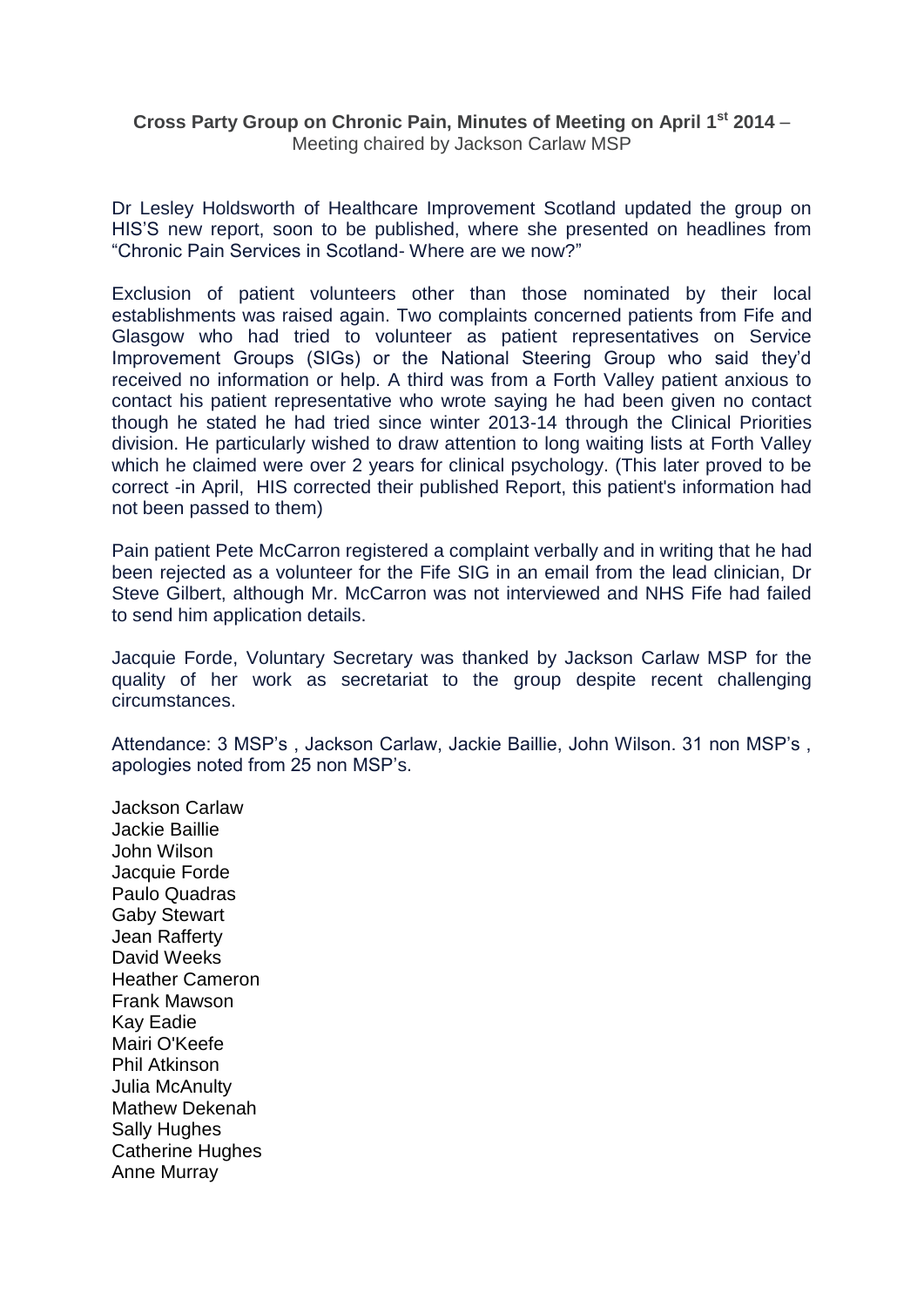**Cross Party Group on Chronic Pain, Minutes of Meeting on April 1st 2014** –
Meeting chaired by Jackson Carlaw MSP

Dr Lesley Holdsworth of Healthcare Improvement Scotland updated the group on HIS'S new report, soon to be published, where she presented on headlines from "Chronic Pain Services in Scotland- Where are we now?"

Exclusion of patient volunteers other than those nominated by their local establishments was raised again. Two complaints concerned patients from Fife and Glasgow who had tried to volunteer as patient representatives on Service Improvement Groups (SIGs) or the National Steering Group who said they'd received no information or help. A third was from a Forth Valley patient anxious to contact his patient representative who wrote saying he had been given no contact though he stated he had tried since winter 2013-14 through the Clinical Priorities division. He particularly wished to draw attention to long waiting lists at Forth Valley which he claimed were over 2 years for clinical psychology. (This later proved to be correct -in April, HIS corrected their published Report, this patient's information had not been passed to them)

Pain patient Pete McCarron registered a complaint verbally and in writing that he had been rejected as a volunteer for the Fife SIG in an email from the lead clinician, Dr Steve Gilbert, although Mr. McCarron was not interviewed and NHS Fife had failed to send him application details.

Jacquie Forde, Voluntary Secretary was thanked by Jackson Carlaw MSP for the quality of her work as secretariat to the group despite recent challenging circumstances.

Attendance: 3 MSP's , Jackson Carlaw, Jackie Baillie, John Wilson. 31 non MSP's , apologies noted from 25 non MSP's.

Jackson Carlaw
Jackie Baillie
John Wilson
Jacquie Forde
Paulo Quadras
Gaby Stewart
Jean Rafferty
David Weeks
Heather Cameron
Frank Mawson
Kay Eadie
Mairi O'Keefe
Phil Atkinson
Julia McAnulty
Mathew Dekenah
Sally Hughes
Catherine Hughes
Anne Murray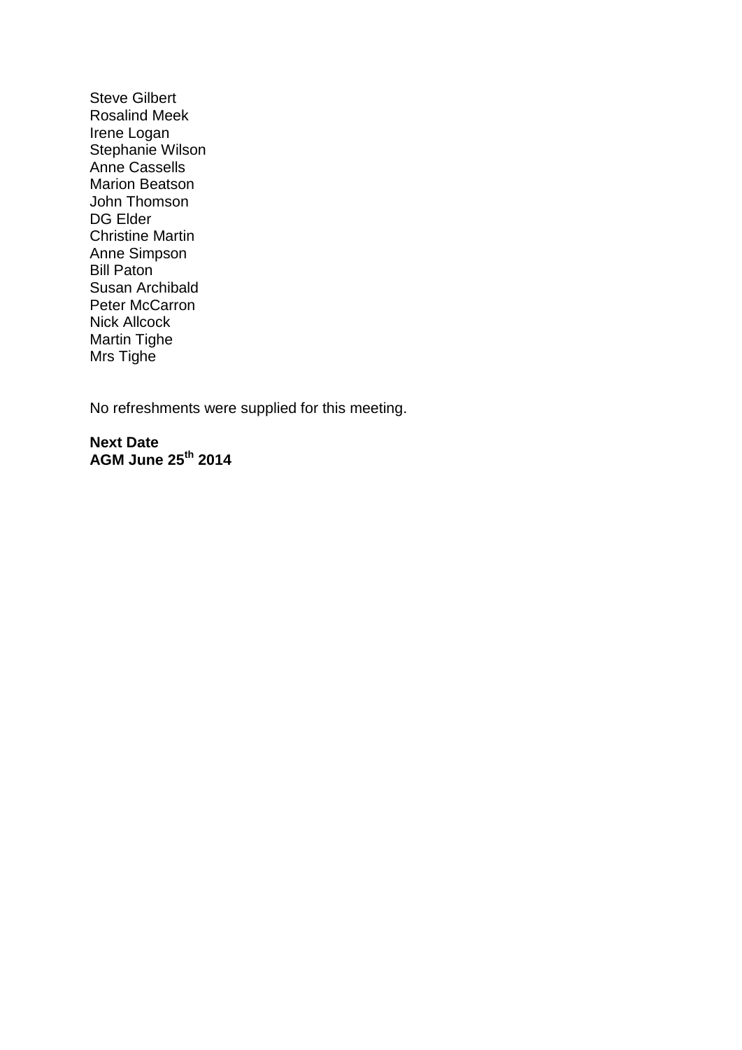Steve Gilbert
Rosalind Meek
Irene Logan
Stephanie Wilson
Anne Cassells
Marion Beatson
John Thomson
DG Elder
Christine Martin
Anne Simpson
Bill Paton
Susan Archibald
Peter McCarron
Nick Allcock
Martin Tighe
Mrs Tighe

No refreshments were supplied for this meeting.

**Next Date**
**AGM June 25th 2014**